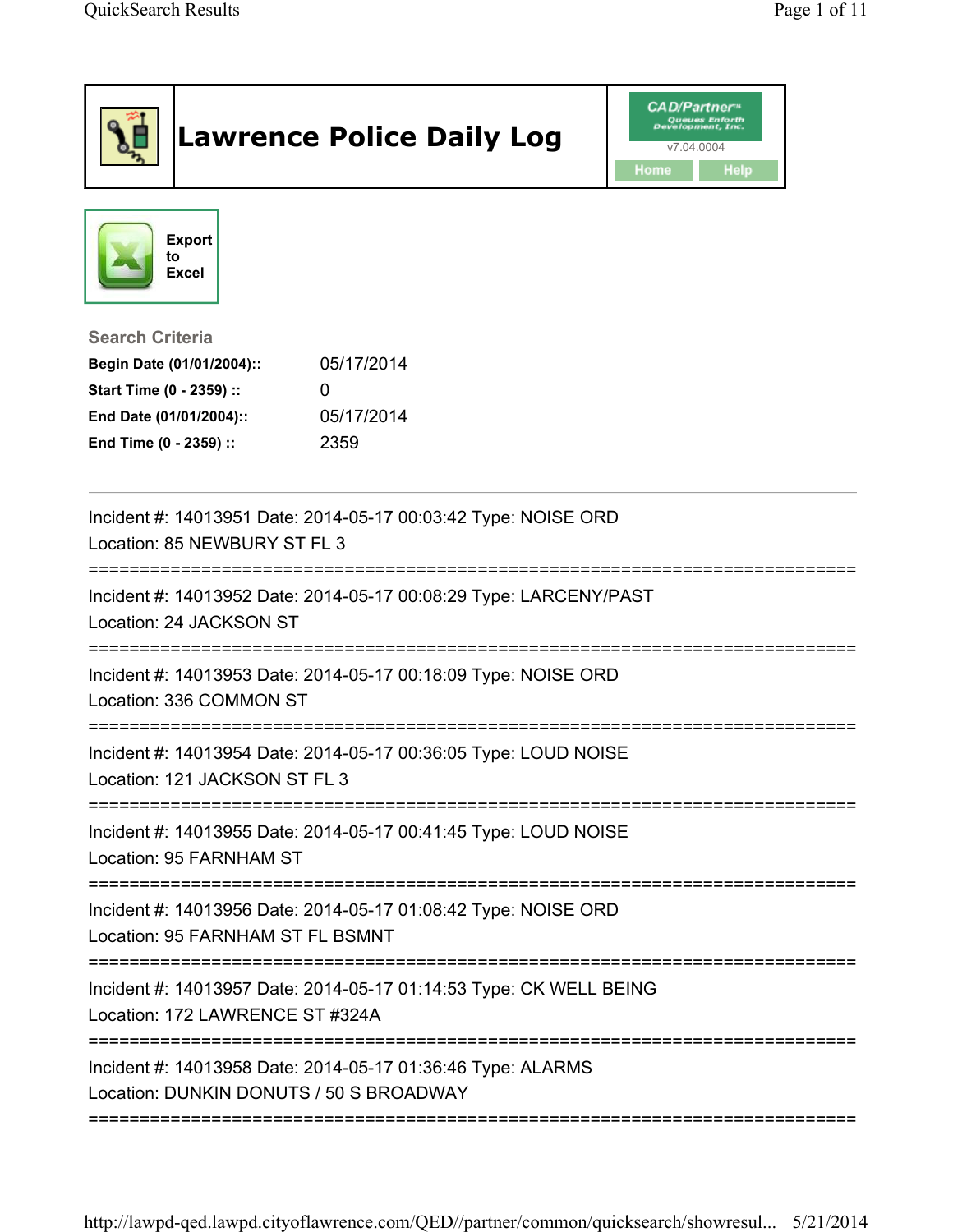# Lawrence Police Daily Log

CAD/Partner™ Queues Enforth Development, Inc.
v7.04.0004

Home Help

Export to Excel

**Search Criteria**

| | |
|---|---|
| **Begin Date (01/01/2004)::** | 05/17/2014 |
| **Start Time (0 - 2359) ::** | 0 |
| **End Date (01/01/2004)::** | 05/17/2014 |
| **End Time (0 - 2359) ::** | 2359 |

---

Incident #: 14013951 Date: 2014-05-17 00:03:42 Type: NOISE ORD
Location: 85 NEWBURY ST FL 3

===========================================================================

Incident #: 14013952 Date: 2014-05-17 00:08:29 Type: LARCENY/PAST
Location: 24 JACKSON ST

===========================================================================

Incident #: 14013953 Date: 2014-05-17 00:18:09 Type: NOISE ORD
Location: 336 COMMON ST

===========================================================================

Incident #: 14013954 Date: 2014-05-17 00:36:05 Type: LOUD NOISE
Location: 121 JACKSON ST FL 3

===========================================================================

Incident #: 14013955 Date: 2014-05-17 00:41:45 Type: LOUD NOISE
Location: 95 FARNHAM ST

===========================================================================

Incident #: 14013956 Date: 2014-05-17 01:08:42 Type: NOISE ORD
Location: 95 FARNHAM ST FL BSMNT

===========================================================================

Incident #: 14013957 Date: 2014-05-17 01:14:53 Type: CK WELL BEING
Location: 172 LAWRENCE ST #324A

===========================================================================

Incident #: 14013958 Date: 2014-05-17 01:36:46 Type: ALARMS
Location: DUNKIN DONUTS / 50 S BROADWAY

===========================================================================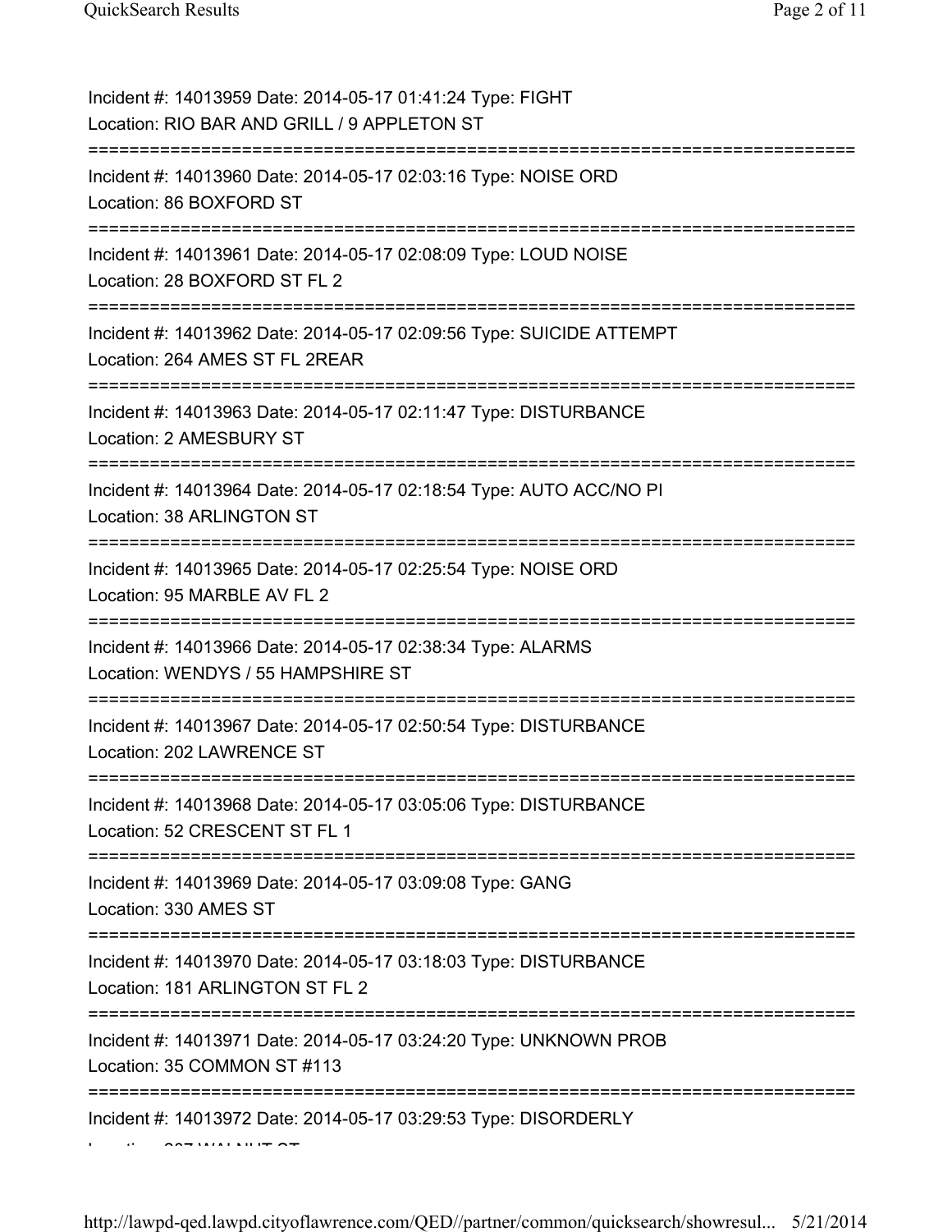Incident #: 14013959 Date: 2014-05-17 01:41:24 Type: FIGHT
Location: RIO BAR AND GRILL / 9 APPLETON ST

===========================================================================

Incident #: 14013960 Date: 2014-05-17 02:03:16 Type: NOISE ORD
Location: 86 BOXFORD ST

===========================================================================

Incident #: 14013961 Date: 2014-05-17 02:08:09 Type: LOUD NOISE
Location: 28 BOXFORD ST FL 2

===========================================================================

Incident #: 14013962 Date: 2014-05-17 02:09:56 Type: SUICIDE ATTEMPT
Location: 264 AMES ST FL 2REAR

===========================================================================

Incident #: 14013963 Date: 2014-05-17 02:11:47 Type: DISTURBANCE
Location: 2 AMESBURY ST

===========================================================================

Incident #: 14013964 Date: 2014-05-17 02:18:54 Type: AUTO ACC/NO PI
Location: 38 ARLINGTON ST

===========================================================================

Incident #: 14013965 Date: 2014-05-17 02:25:54 Type: NOISE ORD
Location: 95 MARBLE AV FL 2

===========================================================================

Incident #: 14013966 Date: 2014-05-17 02:38:34 Type: ALARMS
Location: WENDYS / 55 HAMPSHIRE ST

===========================================================================

Incident #: 14013967 Date: 2014-05-17 02:50:54 Type: DISTURBANCE
Location: 202 LAWRENCE ST

===========================================================================

Incident #: 14013968 Date: 2014-05-17 03:05:06 Type: DISTURBANCE
Location: 52 CRESCENT ST FL 1

===========================================================================

Incident #: 14013969 Date: 2014-05-17 03:09:08 Type: GANG
Location: 330 AMES ST

===========================================================================

Incident #: 14013970 Date: 2014-05-17 03:18:03 Type: DISTURBANCE
Location: 181 ARLINGTON ST FL 2

===========================================================================

Incident #: 14013971 Date: 2014-05-17 03:24:20 Type: UNKNOWN PROB
Location: 35 COMMON ST #113

===========================================================================

Incident #: 14013972 Date: 2014-05-17 03:29:53 Type: DISORDERLY
Location: 207 WALNUT ST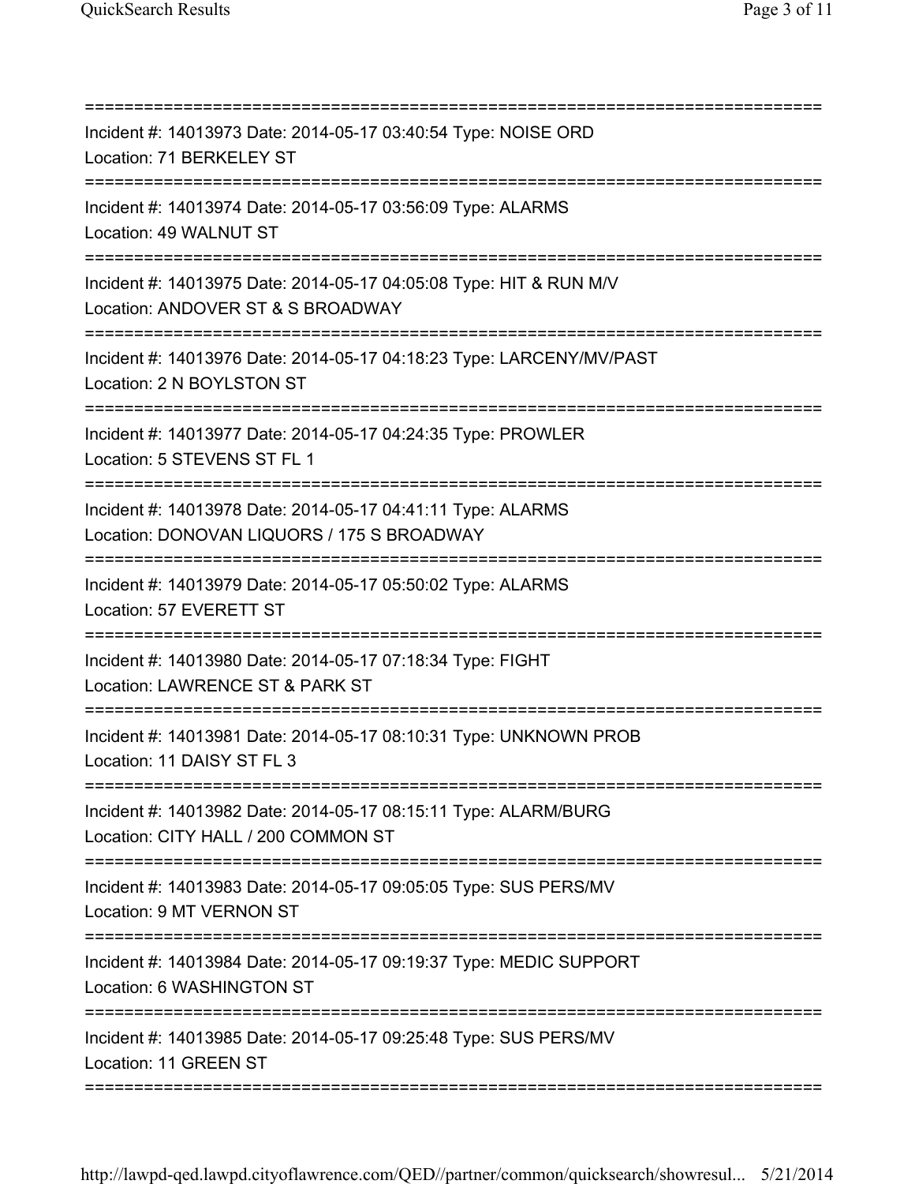===========================================================================
Incident #: 14013973 Date: 2014-05-17 03:40:54 Type: NOISE ORD
Location: 71 BERKELEY ST
===========================================================================
Incident #: 14013974 Date: 2014-05-17 03:56:09 Type: ALARMS
Location: 49 WALNUT ST
===========================================================================
Incident #: 14013975 Date: 2014-05-17 04:05:08 Type: HIT & RUN M/V
Location: ANDOVER ST & S BROADWAY
===========================================================================
Incident #: 14013976 Date: 2014-05-17 04:18:23 Type: LARCENY/MV/PAST
Location: 2 N BOYLSTON ST
===========================================================================
Incident #: 14013977 Date: 2014-05-17 04:24:35 Type: PROWLER
Location: 5 STEVENS ST FL 1
===========================================================================
Incident #: 14013978 Date: 2014-05-17 04:41:11 Type: ALARMS
Location: DONOVAN LIQUORS / 175 S BROADWAY
===========================================================================
Incident #: 14013979 Date: 2014-05-17 05:50:02 Type: ALARMS
Location: 57 EVERETT ST
===========================================================================
Incident #: 14013980 Date: 2014-05-17 07:18:34 Type: FIGHT
Location: LAWRENCE ST & PARK ST
===========================================================================
Incident #: 14013981 Date: 2014-05-17 08:10:31 Type: UNKNOWN PROB
Location: 11 DAISY ST FL 3
===========================================================================
Incident #: 14013982 Date: 2014-05-17 08:15:11 Type: ALARM/BURG
Location: CITY HALL / 200 COMMON ST
===========================================================================
Incident #: 14013983 Date: 2014-05-17 09:05:05 Type: SUS PERS/MV
Location: 9 MT VERNON ST
===========================================================================
Incident #: 14013984 Date: 2014-05-17 09:19:37 Type: MEDIC SUPPORT
Location: 6 WASHINGTON ST
===========================================================================
Incident #: 14013985 Date: 2014-05-17 09:25:48 Type: SUS PERS/MV
Location: 11 GREEN ST
===========================================================================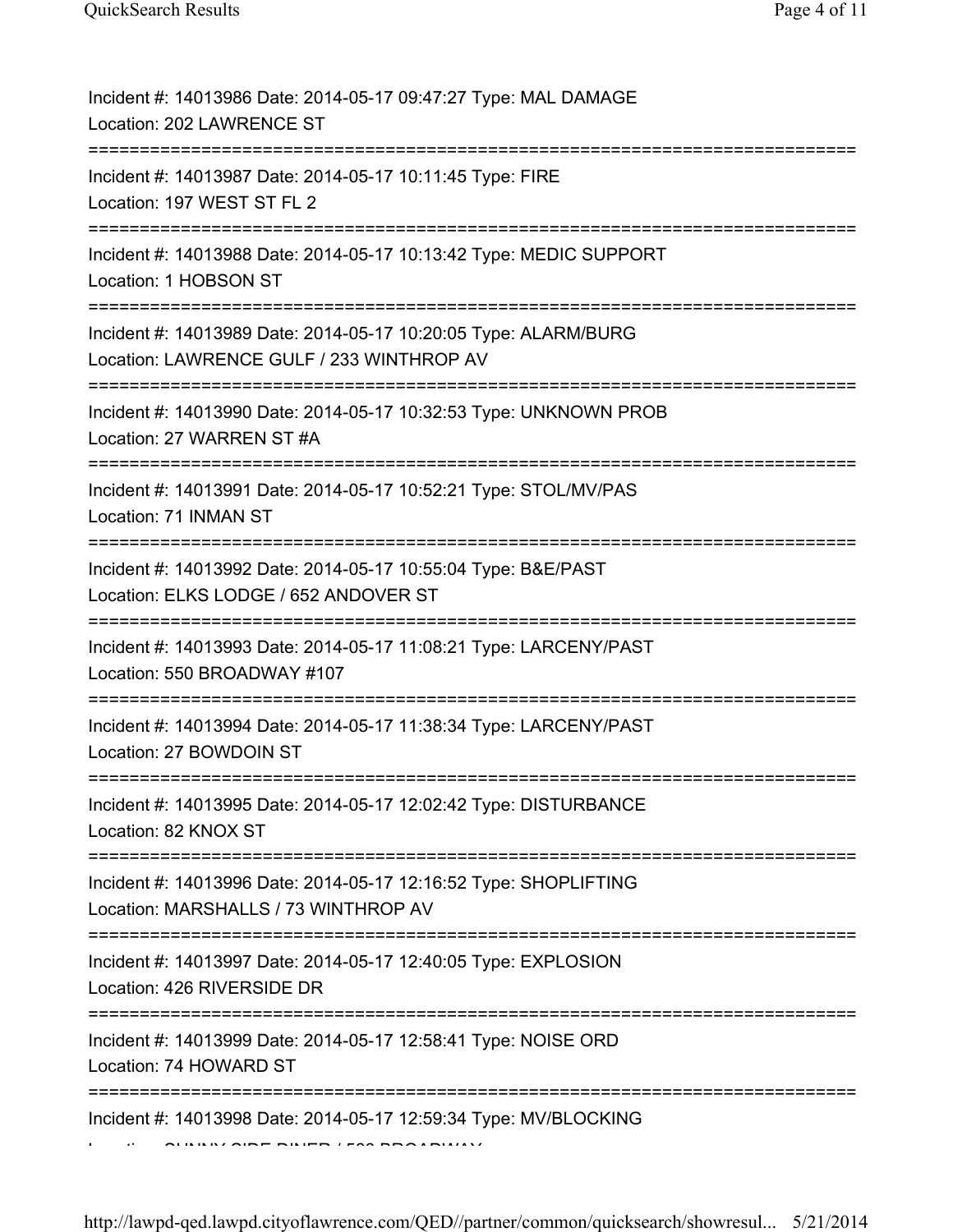Incident #: 14013986 Date: 2014-05-17 09:47:27 Type: MAL DAMAGE
Location: 202 LAWRENCE ST
===========================================================================
Incident #: 14013987 Date: 2014-05-17 10:11:45 Type: FIRE
Location: 197 WEST ST FL 2
===========================================================================
Incident #: 14013988 Date: 2014-05-17 10:13:42 Type: MEDIC SUPPORT
Location: 1 HOBSON ST
===========================================================================
Incident #: 14013989 Date: 2014-05-17 10:20:05 Type: ALARM/BURG
Location: LAWRENCE GULF / 233 WINTHROP AV
===========================================================================
Incident #: 14013990 Date: 2014-05-17 10:32:53 Type: UNKNOWN PROB
Location: 27 WARREN ST #A
===========================================================================
Incident #: 14013991 Date: 2014-05-17 10:52:21 Type: STOL/MV/PAS
Location: 71 INMAN ST
===========================================================================
Incident #: 14013992 Date: 2014-05-17 10:55:04 Type: B&E/PAST
Location: ELKS LODGE / 652 ANDOVER ST
===========================================================================
Incident #: 14013993 Date: 2014-05-17 11:08:21 Type: LARCENY/PAST
Location: 550 BROADWAY #107
===========================================================================
Incident #: 14013994 Date: 2014-05-17 11:38:34 Type: LARCENY/PAST
Location: 27 BOWDOIN ST
===========================================================================
Incident #: 14013995 Date: 2014-05-17 12:02:42 Type: DISTURBANCE
Location: 82 KNOX ST
===========================================================================
Incident #: 14013996 Date: 2014-05-17 12:16:52 Type: SHOPLIFTING
Location: MARSHALLS / 73 WINTHROP AV
===========================================================================
Incident #: 14013997 Date: 2014-05-17 12:40:05 Type: EXPLOSION
Location: 426 RIVERSIDE DR
===========================================================================
Incident #: 14013999 Date: 2014-05-17 12:58:41 Type: NOISE ORD
Location: 74 HOWARD ST
===========================================================================
Incident #: 14013998 Date: 2014-05-17 12:59:34 Type: MV/BLOCKING
Location: SUNNY SIDE DINER / 500 BROADWAY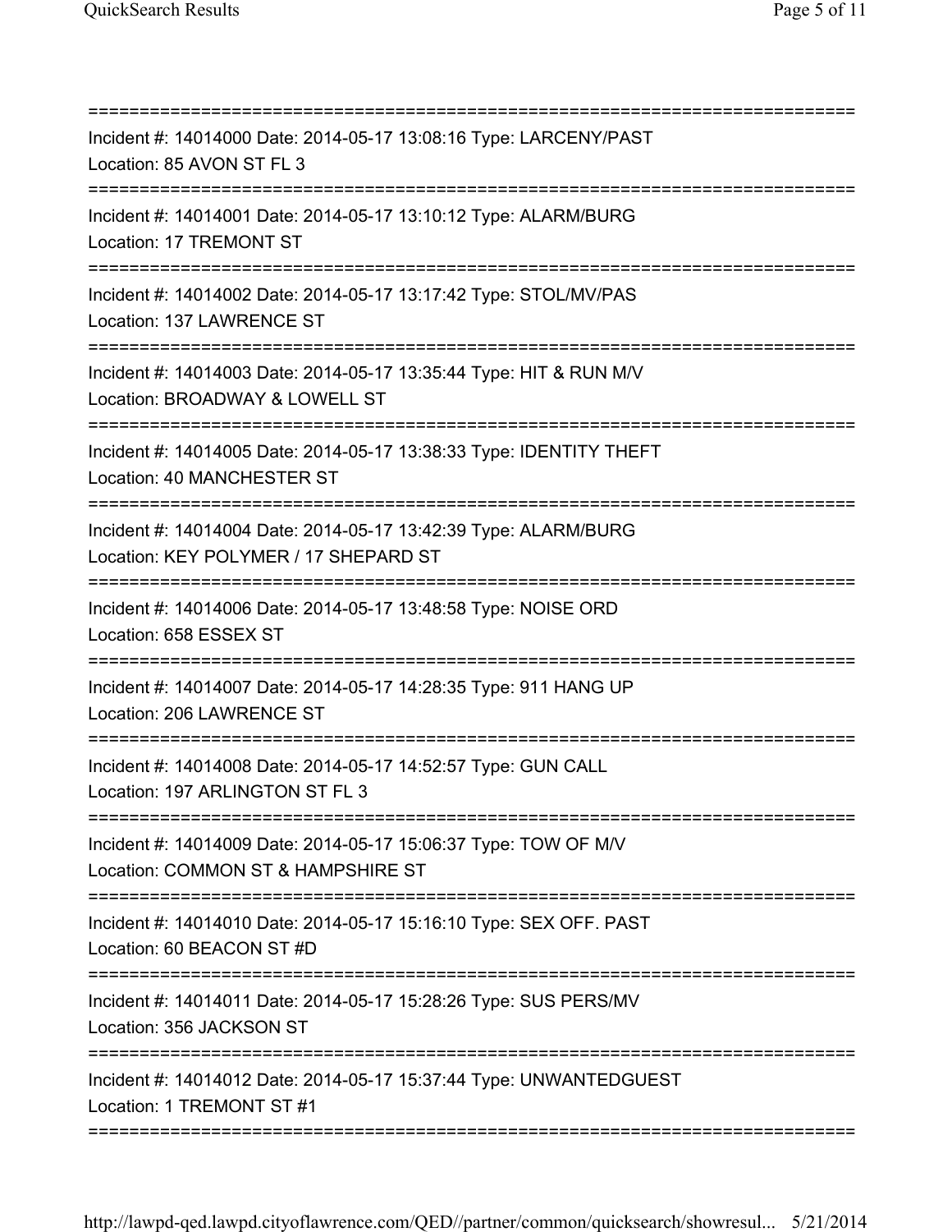===========================================================================
Incident #: 14014000 Date: 2014-05-17 13:08:16 Type: LARCENY/PAST
Location: 85 AVON ST FL 3
===========================================================================
Incident #: 14014001 Date: 2014-05-17 13:10:12 Type: ALARM/BURG
Location: 17 TREMONT ST
===========================================================================
Incident #: 14014002 Date: 2014-05-17 13:17:42 Type: STOL/MV/PAS
Location: 137 LAWRENCE ST
===========================================================================
Incident #: 14014003 Date: 2014-05-17 13:35:44 Type: HIT & RUN M/V
Location: BROADWAY & LOWELL ST
===========================================================================
Incident #: 14014005 Date: 2014-05-17 13:38:33 Type: IDENTITY THEFT
Location: 40 MANCHESTER ST
===========================================================================
Incident #: 14014004 Date: 2014-05-17 13:42:39 Type: ALARM/BURG
Location: KEY POLYMER / 17 SHEPARD ST
===========================================================================
Incident #: 14014006 Date: 2014-05-17 13:48:58 Type: NOISE ORD
Location: 658 ESSEX ST
===========================================================================
Incident #: 14014007 Date: 2014-05-17 14:28:35 Type: 911 HANG UP
Location: 206 LAWRENCE ST
===========================================================================
Incident #: 14014008 Date: 2014-05-17 14:52:57 Type: GUN CALL
Location: 197 ARLINGTON ST FL 3
===========================================================================
Incident #: 14014009 Date: 2014-05-17 15:06:37 Type: TOW OF M/V
Location: COMMON ST & HAMPSHIRE ST
===========================================================================
Incident #: 14014010 Date: 2014-05-17 15:16:10 Type: SEX OFF. PAST
Location: 60 BEACON ST #D
===========================================================================
Incident #: 14014011 Date: 2014-05-17 15:28:26 Type: SUS PERS/MV
Location: 356 JACKSON ST
===========================================================================
Incident #: 14014012 Date: 2014-05-17 15:37:44 Type: UNWANTEDGUEST
Location: 1 TREMONT ST #1
===========================================================================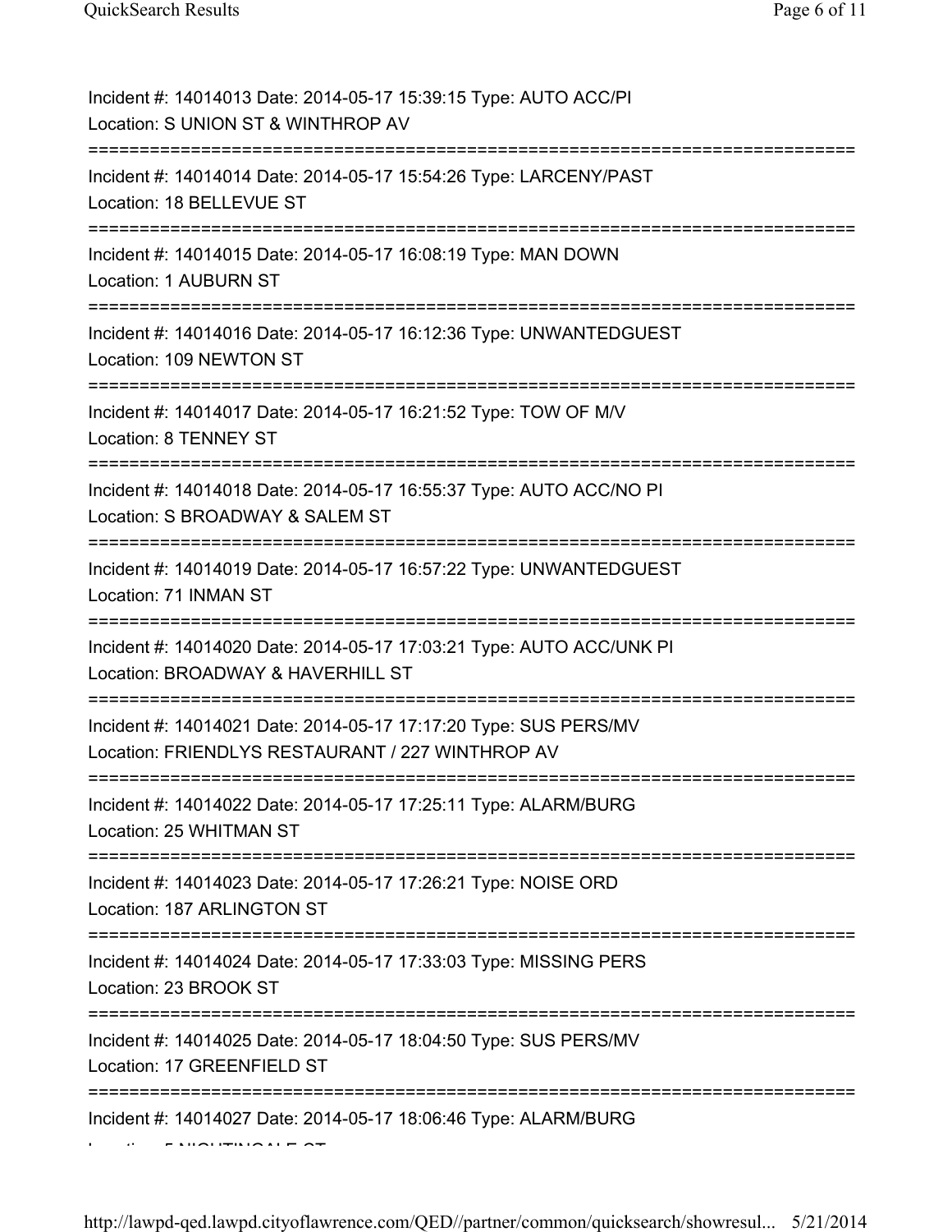Incident #: 14014013 Date: 2014-05-17 15:39:15 Type: AUTO ACC/PI
Location: S UNION ST & WINTHROP AV

===========================================================================

Incident #: 14014014 Date: 2014-05-17 15:54:26 Type: LARCENY/PAST
Location: 18 BELLEVUE ST

===========================================================================

Incident #: 14014015 Date: 2014-05-17 16:08:19 Type: MAN DOWN
Location: 1 AUBURN ST

===========================================================================

Incident #: 14014016 Date: 2014-05-17 16:12:36 Type: UNWANTEDGUEST
Location: 109 NEWTON ST

===========================================================================

Incident #: 14014017 Date: 2014-05-17 16:21:52 Type: TOW OF M/V
Location: 8 TENNEY ST

===========================================================================

Incident #: 14014018 Date: 2014-05-17 16:55:37 Type: AUTO ACC/NO PI
Location: S BROADWAY & SALEM ST

===========================================================================

Incident #: 14014019 Date: 2014-05-17 16:57:22 Type: UNWANTEDGUEST
Location: 71 INMAN ST

===========================================================================

Incident #: 14014020 Date: 2014-05-17 17:03:21 Type: AUTO ACC/UNK PI
Location: BROADWAY & HAVERHILL ST

===========================================================================

Incident #: 14014021 Date: 2014-05-17 17:17:20 Type: SUS PERS/MV
Location: FRIENDLYS RESTAURANT / 227 WINTHROP AV

===========================================================================

Incident #: 14014022 Date: 2014-05-17 17:25:11 Type: ALARM/BURG
Location: 25 WHITMAN ST

===========================================================================

Incident #: 14014023 Date: 2014-05-17 17:26:21 Type: NOISE ORD
Location: 187 ARLINGTON ST

===========================================================================

Incident #: 14014024 Date: 2014-05-17 17:33:03 Type: MISSING PERS
Location: 23 BROOK ST

===========================================================================

Incident #: 14014025 Date: 2014-05-17 18:04:50 Type: SUS PERS/MV
Location: 17 GREENFIELD ST

===========================================================================

Incident #: 14014027 Date: 2014-05-17 18:06:46 Type: ALARM/BURG
Location: 5 NIGHTINGALE CT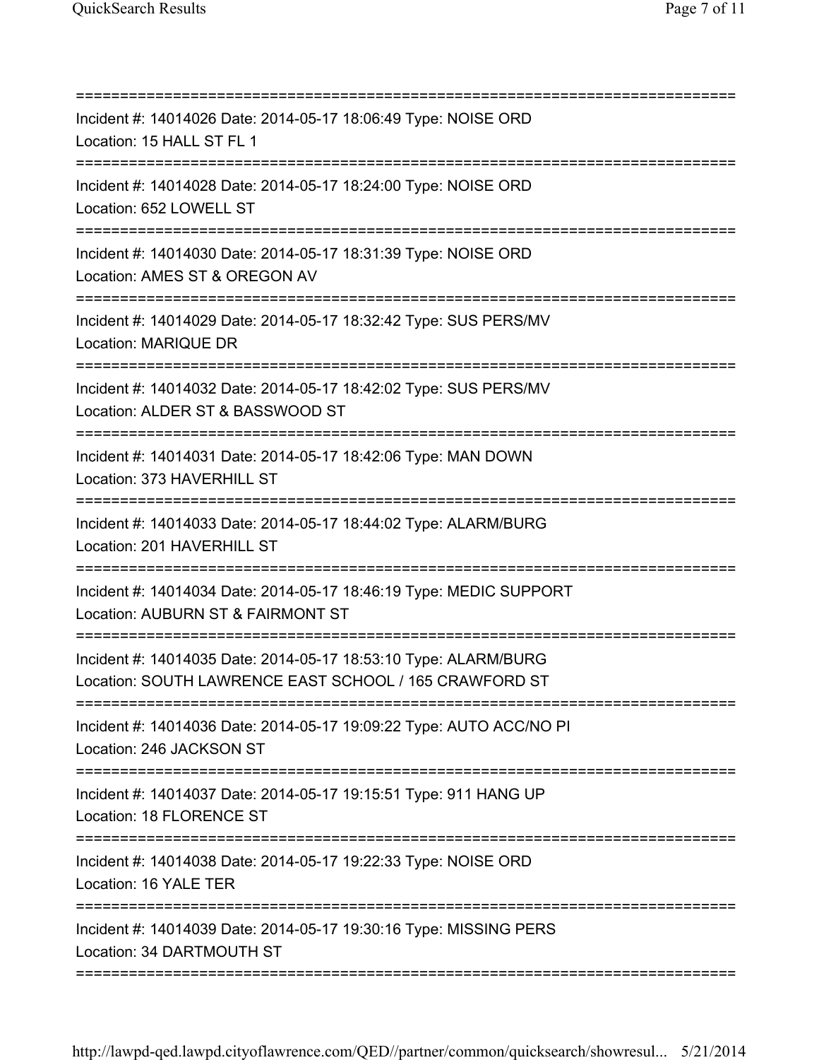===========================================================================

Incident #: 14014026 Date: 2014-05-17 18:06:49 Type: NOISE ORD
Location: 15 HALL ST FL 1

===========================================================================

Incident #: 14014028 Date: 2014-05-17 18:24:00 Type: NOISE ORD
Location: 652 LOWELL ST

===========================================================================

Incident #: 14014030 Date: 2014-05-17 18:31:39 Type: NOISE ORD
Location: AMES ST & OREGON AV

===========================================================================

Incident #: 14014029 Date: 2014-05-17 18:32:42 Type: SUS PERS/MV
Location: MARIQUE DR

===========================================================================

Incident #: 14014032 Date: 2014-05-17 18:42:02 Type: SUS PERS/MV
Location: ALDER ST & BASSWOOD ST

===========================================================================

Incident #: 14014031 Date: 2014-05-17 18:42:06 Type: MAN DOWN
Location: 373 HAVERHILL ST

===========================================================================

Incident #: 14014033 Date: 2014-05-17 18:44:02 Type: ALARM/BURG
Location: 201 HAVERHILL ST

===========================================================================

Incident #: 14014034 Date: 2014-05-17 18:46:19 Type: MEDIC SUPPORT
Location: AUBURN ST & FAIRMONT ST

===========================================================================

Incident #: 14014035 Date: 2014-05-17 18:53:10 Type: ALARM/BURG
Location: SOUTH LAWRENCE EAST SCHOOL / 165 CRAWFORD ST

===========================================================================

Incident #: 14014036 Date: 2014-05-17 19:09:22 Type: AUTO ACC/NO PI
Location: 246 JACKSON ST

===========================================================================

Incident #: 14014037 Date: 2014-05-17 19:15:51 Type: 911 HANG UP
Location: 18 FLORENCE ST

===========================================================================

Incident #: 14014038 Date: 2014-05-17 19:22:33 Type: NOISE ORD
Location: 16 YALE TER

===========================================================================

Incident #: 14014039 Date: 2014-05-17 19:30:16 Type: MISSING PERS
Location: 34 DARTMOUTH ST

===========================================================================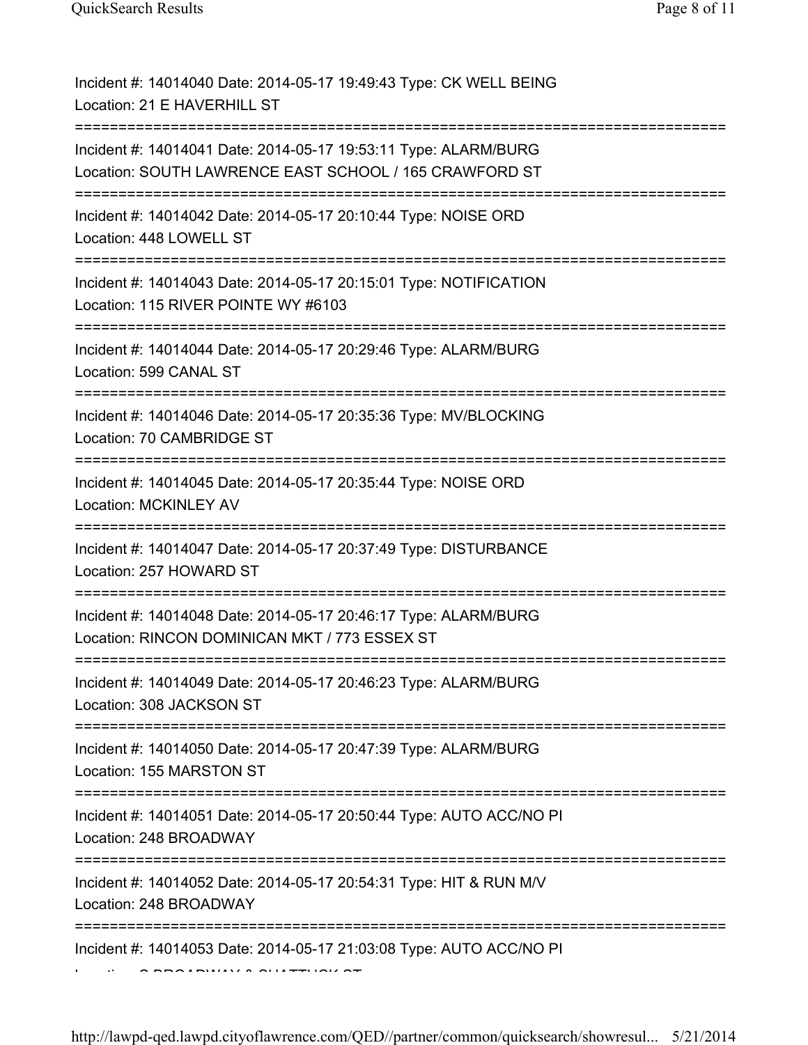Incident #: 14014040 Date: 2014-05-17 19:49:43 Type: CK WELL BEING
Location: 21 E HAVERHILL ST

===========================================================================

Incident #: 14014041 Date: 2014-05-17 19:53:11 Type: ALARM/BURG
Location: SOUTH LAWRENCE EAST SCHOOL / 165 CRAWFORD ST

===========================================================================

Incident #: 14014042 Date: 2014-05-17 20:10:44 Type: NOISE ORD
Location: 448 LOWELL ST

===========================================================================

Incident #: 14014043 Date: 2014-05-17 20:15:01 Type: NOTIFICATION
Location: 115 RIVER POINTE WY #6103

===========================================================================

Incident #: 14014044 Date: 2014-05-17 20:29:46 Type: ALARM/BURG
Location: 599 CANAL ST

===========================================================================

Incident #: 14014046 Date: 2014-05-17 20:35:36 Type: MV/BLOCKING
Location: 70 CAMBRIDGE ST

===========================================================================

Incident #: 14014045 Date: 2014-05-17 20:35:44 Type: NOISE ORD
Location: MCKINLEY AV

===========================================================================

Incident #: 14014047 Date: 2014-05-17 20:37:49 Type: DISTURBANCE
Location: 257 HOWARD ST

===========================================================================

Incident #: 14014048 Date: 2014-05-17 20:46:17 Type: ALARM/BURG
Location: RINCON DOMINICAN MKT / 773 ESSEX ST

===========================================================================

Incident #: 14014049 Date: 2014-05-17 20:46:23 Type: ALARM/BURG
Location: 308 JACKSON ST

===========================================================================

Incident #: 14014050 Date: 2014-05-17 20:47:39 Type: ALARM/BURG
Location: 155 MARSTON ST

===========================================================================

Incident #: 14014051 Date: 2014-05-17 20:50:44 Type: AUTO ACC/NO PI
Location: 248 BROADWAY

===========================================================================

Incident #: 14014052 Date: 2014-05-17 20:54:31 Type: HIT & RUN M/V
Location: 248 BROADWAY

===========================================================================

Incident #: 14014053 Date: 2014-05-17 21:03:08 Type: AUTO ACC/NO PI
Location: S BROADWAY & SHATTUCK ST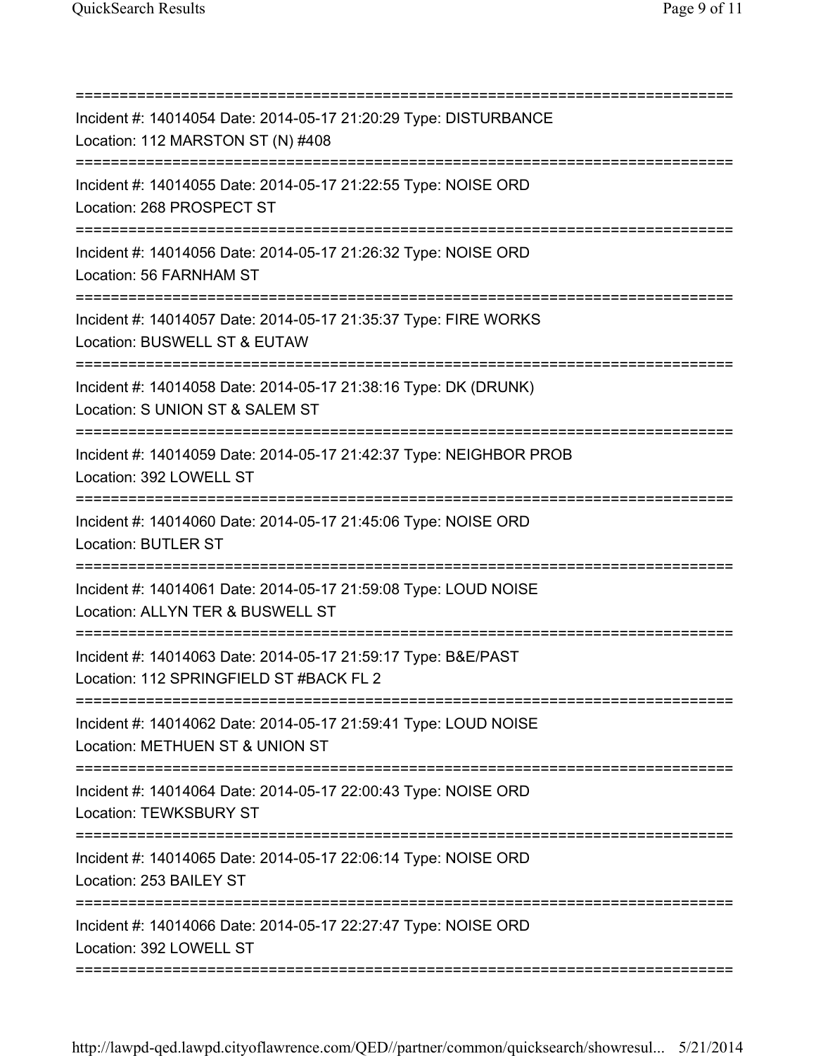---

Incident #: 14014054 Date: 2014-05-17 21:20:29 Type: DISTURBANCE
Location: 112 MARSTON ST (N) #408

---

Incident #: 14014055 Date: 2014-05-17 21:22:55 Type: NOISE ORD
Location: 268 PROSPECT ST

---

Incident #: 14014056 Date: 2014-05-17 21:26:32 Type: NOISE ORD
Location: 56 FARNHAM ST

---

Incident #: 14014057 Date: 2014-05-17 21:35:37 Type: FIRE WORKS
Location: BUSWELL ST & EUTAW

---

Incident #: 14014058 Date: 2014-05-17 21:38:16 Type: DK (DRUNK)
Location: S UNION ST & SALEM ST

---

Incident #: 14014059 Date: 2014-05-17 21:42:37 Type: NEIGHBOR PROB
Location: 392 LOWELL ST

---

Incident #: 14014060 Date: 2014-05-17 21:45:06 Type: NOISE ORD
Location: BUTLER ST

---

Incident #: 14014061 Date: 2014-05-17 21:59:08 Type: LOUD NOISE
Location: ALLYN TER & BUSWELL ST

---

Incident #: 14014063 Date: 2014-05-17 21:59:17 Type: B&E/PAST
Location: 112 SPRINGFIELD ST #BACK FL 2

---

Incident #: 14014062 Date: 2014-05-17 21:59:41 Type: LOUD NOISE
Location: METHUEN ST & UNION ST

---

Incident #: 14014064 Date: 2014-05-17 22:00:43 Type: NOISE ORD
Location: TEWKSBURY ST

---

Incident #: 14014065 Date: 2014-05-17 22:06:14 Type: NOISE ORD
Location: 253 BAILEY ST

---

Incident #: 14014066 Date: 2014-05-17 22:27:47 Type: NOISE ORD
Location: 392 LOWELL ST

---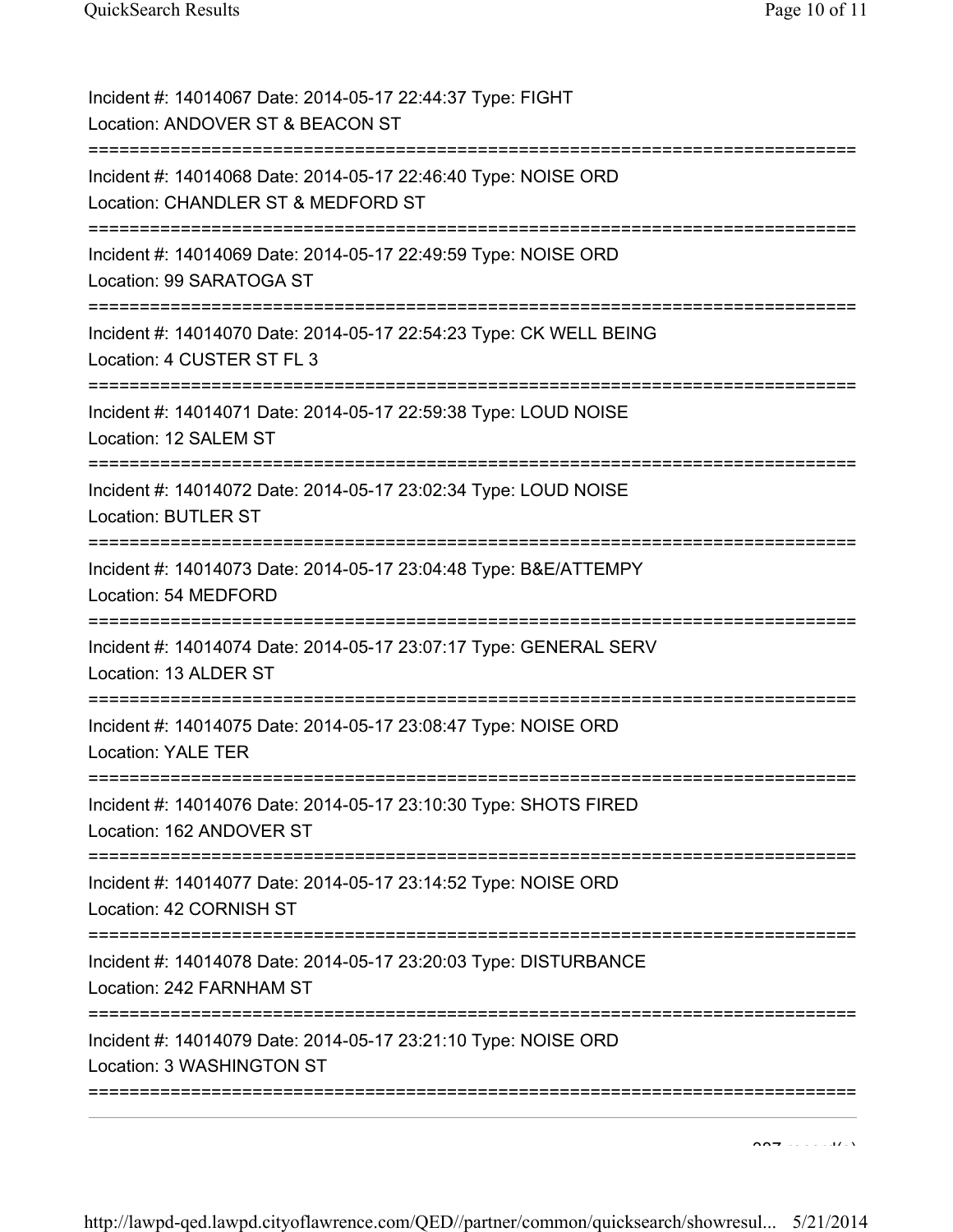Incident #: 14014067 Date: 2014-05-17 22:44:37 Type: FIGHT
Location: ANDOVER ST & BEACON ST
===========================================================================
Incident #: 14014068 Date: 2014-05-17 22:46:40 Type: NOISE ORD
Location: CHANDLER ST & MEDFORD ST
===========================================================================
Incident #: 14014069 Date: 2014-05-17 22:49:59 Type: NOISE ORD
Location: 99 SARATOGA ST
===========================================================================
Incident #: 14014070 Date: 2014-05-17 22:54:23 Type: CK WELL BEING
Location: 4 CUSTER ST FL 3
===========================================================================
Incident #: 14014071 Date: 2014-05-17 22:59:38 Type: LOUD NOISE
Location: 12 SALEM ST
===========================================================================
Incident #: 14014072 Date: 2014-05-17 23:02:34 Type: LOUD NOISE
Location: BUTLER ST
===========================================================================
Incident #: 14014073 Date: 2014-05-17 23:04:48 Type: B&E/ATTEMPY
Location: 54 MEDFORD
===========================================================================
Incident #: 14014074 Date: 2014-05-17 23:07:17 Type: GENERAL SERV
Location: 13 ALDER ST
===========================================================================
Incident #: 14014075 Date: 2014-05-17 23:08:47 Type: NOISE ORD
Location: YALE TER
===========================================================================
Incident #: 14014076 Date: 2014-05-17 23:10:30 Type: SHOTS FIRED
Location: 162 ANDOVER ST
===========================================================================
Incident #: 14014077 Date: 2014-05-17 23:14:52 Type: NOISE ORD
Location: 42 CORNISH ST
===========================================================================
Incident #: 14014078 Date: 2014-05-17 23:20:03 Type: DISTURBANCE
Location: 242 FARNHAM ST
===========================================================================
Incident #: 14014079 Date: 2014-05-17 23:21:10 Type: NOISE ORD
Location: 3 WASHINGTON ST
===========================================================================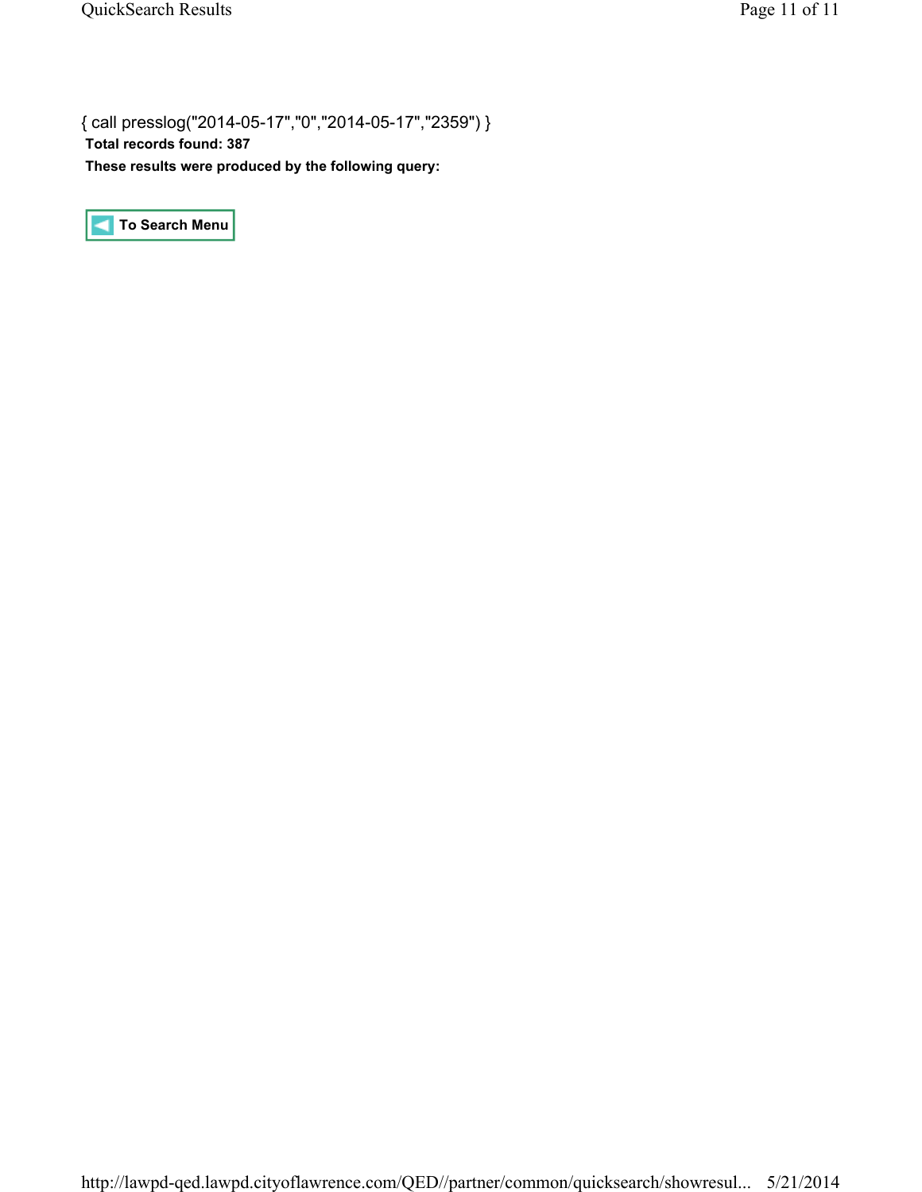{ call presslog("2014-05-17","0","2014-05-17","2359") }

**Total records found: 387**

**These results were produced by the following query:**

**To Search Menu**